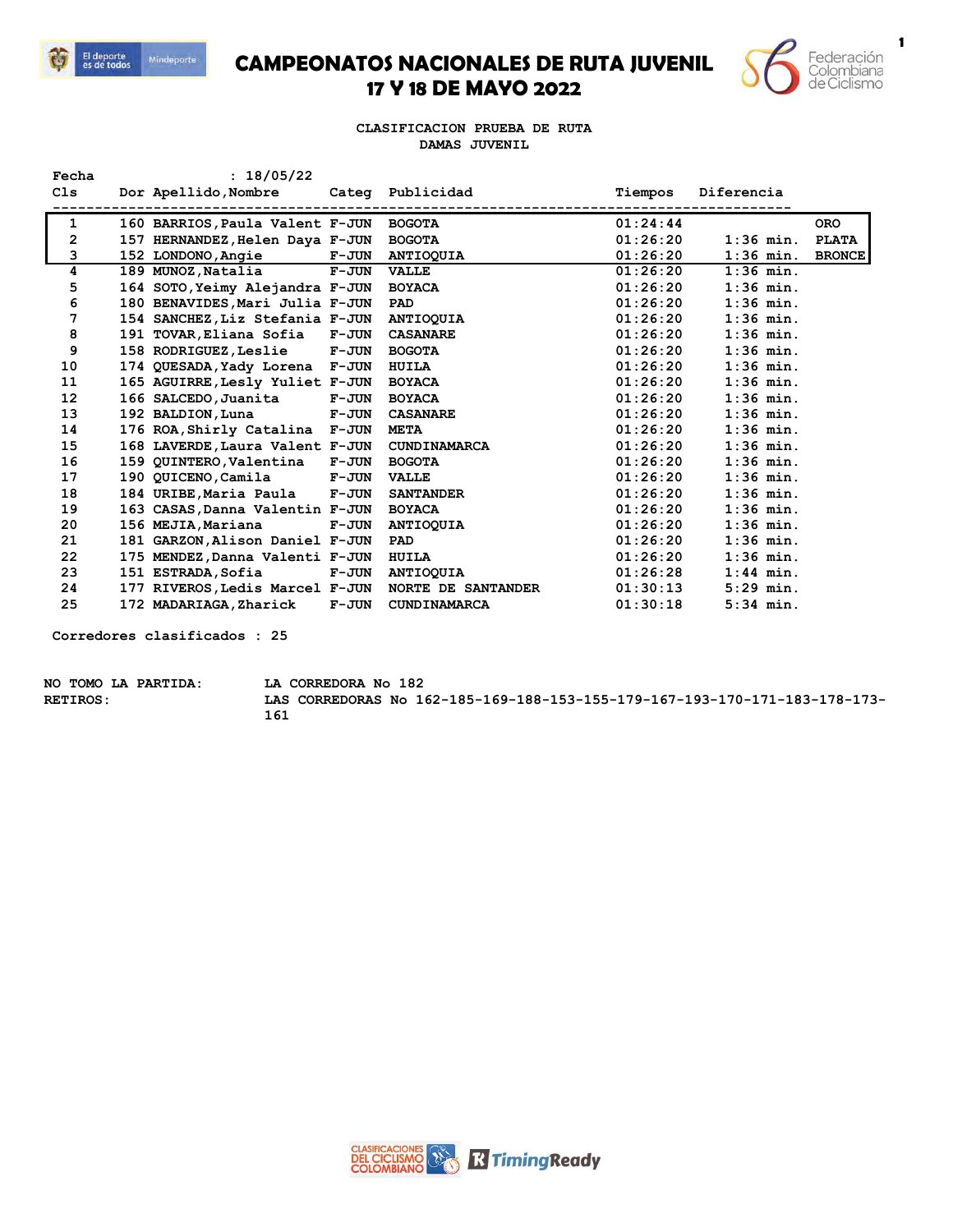# CAMPEONATOS NACIONALES DE RUTA JUVENIL
## 17 Y 18 DE MAYO 2022

**CLASIFICACION PRUEBA DE RUTA**
**DAMAS JUVENIL**

Fecha : 18/05/22

| Cls | Dor | Apellido,Nombre | Categ | Publicidad | Tiempos | Diferencia | |
|---|---|---|---|---|---|---|---|
| 1 | 160 | BARRIOS,Paula Valent | F-JUN | BOGOTA | 01:24:44 | | ORO |
| 2 | 157 | HERNANDEZ,Helen Daya | F-JUN | BOGOTA | 01:26:20 | 1:36 min. | PLATA |
| 3 | 152 | LONDONO,Angie | F-JUN | ANTIOQUIA | 01:26:20 | 1:36 min. | BRONCE |
| 4 | 189 | MUNOZ,Natalia | F-JUN | VALLE | 01:26:20 | 1:36 min. | |
| 5 | 164 | SOTO,Yeimy Alejandra | F-JUN | BOYACA | 01:26:20 | 1:36 min. | |
| 6 | 180 | BENAVIDES,Mari Julia | F-JUN | PAD | 01:26:20 | 1:36 min. | |
| 7 | 154 | SANCHEZ,Liz Stefania | F-JUN | ANTIOQUIA | 01:26:20 | 1:36 min. | |
| 8 | 191 | TOVAR,Eliana Sofia | F-JUN | CASANARE | 01:26:20 | 1:36 min. | |
| 9 | 158 | RODRIGUEZ,Leslie | F-JUN | BOGOTA | 01:26:20 | 1:36 min. | |
| 10 | 174 | QUESADA,Yady Lorena | F-JUN | HUILA | 01:26:20 | 1:36 min. | |
| 11 | 165 | AGUIRRE,Lesly Yuliet | F-JUN | BOYACA | 01:26:20 | 1:36 min. | |
| 12 | 166 | SALCEDO,Juanita | F-JUN | BOYACA | 01:26:20 | 1:36 min. | |
| 13 | 192 | BALDION,Luna | F-JUN | CASANARE | 01:26:20 | 1:36 min. | |
| 14 | 176 | ROA,Shirly Catalina | F-JUN | META | 01:26:20 | 1:36 min. | |
| 15 | 168 | LAVERDE,Laura Valent | F-JUN | CUNDINAMARCA | 01:26:20 | 1:36 min. | |
| 16 | 159 | QUINTERO,Valentina | F-JUN | BOGOTA | 01:26:20 | 1:36 min. | |
| 17 | 190 | QUICENO,Camila | F-JUN | VALLE | 01:26:20 | 1:36 min. | |
| 18 | 184 | URIBE,Maria Paula | F-JUN | SANTANDER | 01:26:20 | 1:36 min. | |
| 19 | 163 | CASAS,Danna Valentin | F-JUN | BOYACA | 01:26:20 | 1:36 min. | |
| 20 | 156 | MEJIA,Mariana | F-JUN | ANTIOQUIA | 01:26:20 | 1:36 min. | |
| 21 | 181 | GARZON,Alison Daniel | F-JUN | PAD | 01:26:20 | 1:36 min. | |
| 22 | 175 | MENDEZ,Danna Valenti | F-JUN | HUILA | 01:26:20 | 1:36 min. | |
| 23 | 151 | ESTRADA,Sofia | F-JUN | ANTIOQUIA | 01:26:28 | 1:44 min. | |
| 24 | 177 | RIVEROS,Ledis Marcel | F-JUN | NORTE DE SANTANDER | 01:30:13 | 5:29 min. | |
| 25 | 172 | MADARIAGA,Zharick | F-JUN | CUNDINAMARCA | 01:30:18 | 5:34 min. | |

Corredores clasificados : 25

NO TOMO LA PARTIDA: LA CORREDORA No 182

RETIROS: LAS CORREDORAS No 162-185-169-188-153-155-179-167-193-170-171-183-178-173-161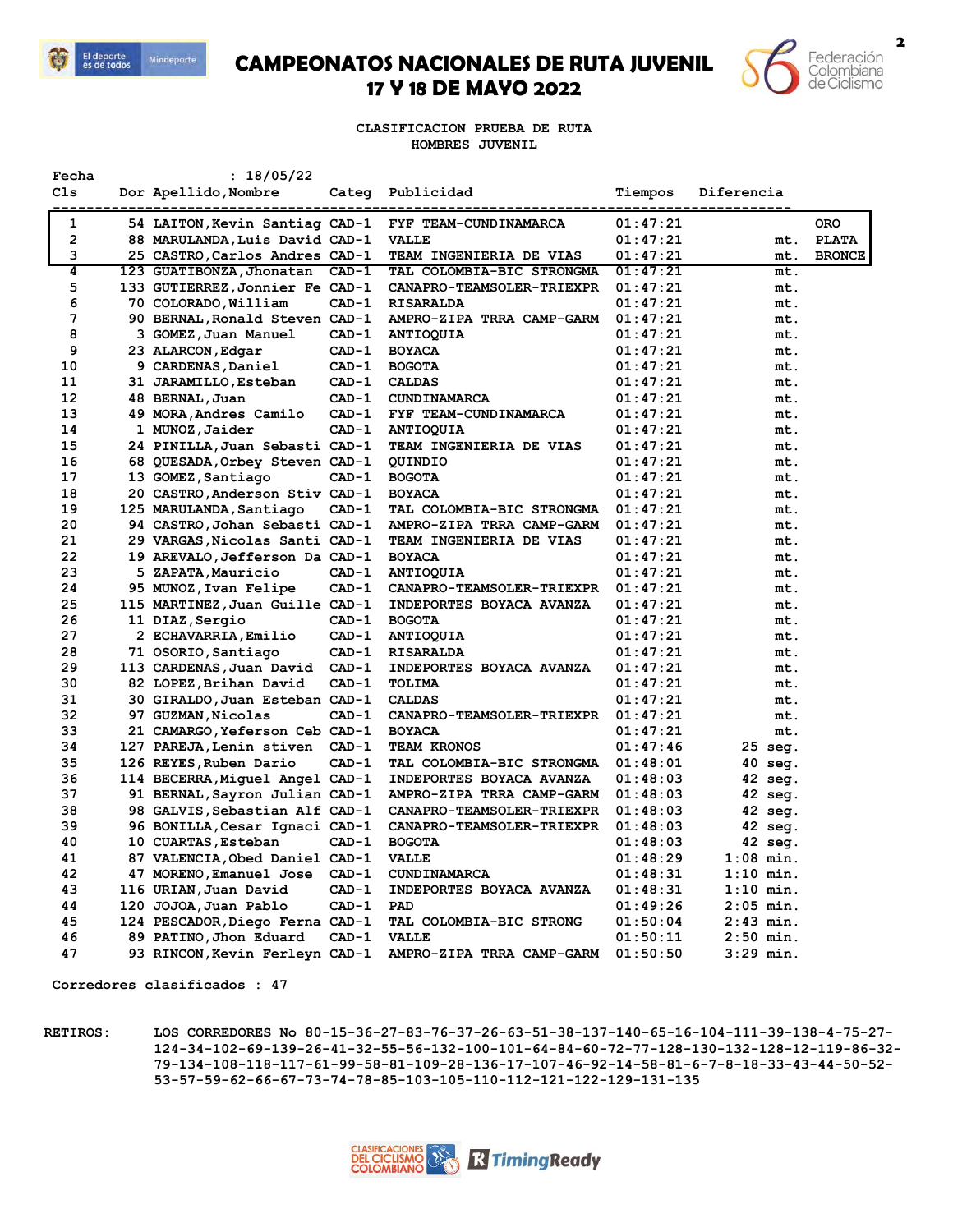# CAMPEONATOS NACIONALES DE RUTA JUVENIL
## 17 Y 18 DE MAYO 2022

**CLASIFICACION PRUEBA DE RUTA**
**HOMBRES JUVENIL**

Fecha : 18/05/22

| Cls | Dor | Apellido,Nombre | Categ | Publicidad | Tiempos | Diferencia | |
|---|---|---|---|---|---|---|---|
| 1 | 54 | LAITON,Kevin Santiag | CAD-1 | FYF TEAM-CUNDINAMARCA | 01:47:21 | | ORO |
| 2 | 88 | MARULANDA,Luis David | CAD-1 | VALLE | 01:47:21 | mt. | PLATA |
| 3 | 25 | CASTRO,Carlos Andres | CAD-1 | TEAM INGENIERIA DE VIAS | 01:47:21 | mt. | BRONCE |
| 4 | 123 | GUATIBONZA,Jhonatan | CAD-1 | TAL COLOMBIA-BIC STRONGMA | 01:47:21 | mt. | |
| 5 | 133 | GUTIERREZ,Jonnier Fe | CAD-1 | CANAPRO-TEAMSOLER-TRIEXPR | 01:47:21 | mt. | |
| 6 | 70 | COLORADO,William | CAD-1 | RISARALDA | 01:47:21 | mt. | |
| 7 | 90 | BERNAL,Ronald Steven | CAD-1 | AMPRO-ZIPA TRRA CAMP-GARM | 01:47:21 | mt. | |
| 8 | 3 | GOMEZ,Juan Manuel | CAD-1 | ANTIOQUIA | 01:47:21 | mt. | |
| 9 | 23 | ALARCON,Edgar | CAD-1 | BOYACA | 01:47:21 | mt. | |
| 10 | 9 | CARDENAS,Daniel | CAD-1 | BOGOTA | 01:47:21 | mt. | |
| 11 | 31 | JARAMILLO,Esteban | CAD-1 | CALDAS | 01:47:21 | mt. | |
| 12 | 48 | BERNAL,Juan | CAD-1 | CUNDINAMARCA | 01:47:21 | mt. | |
| 13 | 49 | MORA,Andres Camilo | CAD-1 | FYF TEAM-CUNDINAMARCA | 01:47:21 | mt. | |
| 14 | 1 | MUNOZ,Jaider | CAD-1 | ANTIOQUIA | 01:47:21 | mt. | |
| 15 | 24 | PINILLA,Juan Sebasti | CAD-1 | TEAM INGENIERIA DE VIAS | 01:47:21 | mt. | |
| 16 | 68 | QUESADA,Orbey Steven | CAD-1 | QUINDIO | 01:47:21 | mt. | |
| 17 | 13 | GOMEZ,Santiago | CAD-1 | BOGOTA | 01:47:21 | mt. | |
| 18 | 20 | CASTRO,Anderson Stiv | CAD-1 | BOYACA | 01:47:21 | mt. | |
| 19 | 125 | MARULANDA,Santiago | CAD-1 | TAL COLOMBIA-BIC STRONGMA | 01:47:21 | mt. | |
| 20 | 94 | CASTRO,Johan Sebasti | CAD-1 | AMPRO-ZIPA TRRA CAMP-GARM | 01:47:21 | mt. | |
| 21 | 29 | VARGAS,Nicolas Santi | CAD-1 | TEAM INGENIERIA DE VIAS | 01:47:21 | mt. | |
| 22 | 19 | AREVALO,Jefferson Da | CAD-1 | BOYACA | 01:47:21 | mt. | |
| 23 | 5 | ZAPATA,Mauricio | CAD-1 | ANTIOQUIA | 01:47:21 | mt. | |
| 24 | 95 | MUNOZ,Ivan Felipe | CAD-1 | CANAPRO-TEAMSOLER-TRIEXPR | 01:47:21 | mt. | |
| 25 | 115 | MARTINEZ,Juan Guille | CAD-1 | INDEPORTES BOYACA AVANZA | 01:47:21 | mt. | |
| 26 | 11 | DIAZ,Sergio | CAD-1 | BOGOTA | 01:47:21 | mt. | |
| 27 | 2 | ECHAVARRIA,Emilio | CAD-1 | ANTIOQUIA | 01:47:21 | mt. | |
| 28 | 71 | OSORIO,Santiago | CAD-1 | RISARALDA | 01:47:21 | mt. | |
| 29 | 113 | CARDENAS,Juan David | CAD-1 | INDEPORTES BOYACA AVANZA | 01:47:21 | mt. | |
| 30 | 82 | LOPEZ,Brihan David | CAD-1 | TOLIMA | 01:47:21 | mt. | |
| 31 | 30 | GIRALDO,Juan Esteban | CAD-1 | CALDAS | 01:47:21 | mt. | |
| 32 | 97 | GUZMAN,Nicolas | CAD-1 | CANAPRO-TEAMSOLER-TRIEXPR | 01:47:21 | mt. | |
| 33 | 21 | CAMARGO,Yeferson Ceb | CAD-1 | BOYACA | 01:47:21 | mt. | |
| 34 | 127 | PAREJA,Lenin stiven | CAD-1 | TEAM KRONOS | 01:47:46 | 25 seg. | |
| 35 | 126 | REYES,Ruben Dario | CAD-1 | TAL COLOMBIA-BIC STRONGMA | 01:48:01 | 40 seg. | |
| 36 | 114 | BECERRA,Miguel Angel | CAD-1 | INDEPORTES BOYACA AVANZA | 01:48:03 | 42 seg. | |
| 37 | 91 | BERNAL,Sayron Julian | CAD-1 | AMPRO-ZIPA TRRA CAMP-GARM | 01:48:03 | 42 seg. | |
| 38 | 98 | GALVIS,Sebastian Alf | CAD-1 | CANAPRO-TEAMSOLER-TRIEXPR | 01:48:03 | 42 seg. | |
| 39 | 96 | BONILLA,Cesar Ignaci | CAD-1 | CANAPRO-TEAMSOLER-TRIEXPR | 01:48:03 | 42 seg. | |
| 40 | 10 | CUARTAS,Esteban | CAD-1 | BOGOTA | 01:48:03 | 42 seg. | |
| 41 | 87 | VALENCIA,Obed Daniel | CAD-1 | VALLE | 01:48:29 | 1:08 min. | |
| 42 | 47 | MORENO,Emanuel Jose | CAD-1 | CUNDINAMARCA | 01:48:31 | 1:10 min. | |
| 43 | 116 | URIAN,Juan David | CAD-1 | INDEPORTES BOYACA AVANZA | 01:48:31 | 1:10 min. | |
| 44 | 120 | JOJOA,Juan Pablo | CAD-1 | PAD | 01:49:26 | 2:05 min. | |
| 45 | 124 | PESCADOR,Diego Ferna | CAD-1 | TAL COLOMBIA-BIC STRONG | 01:50:04 | 2:43 min. | |
| 46 | 89 | PATINO,Jhon Eduard | CAD-1 | VALLE | 01:50:11 | 2:50 min. | |
| 47 | 93 | RINCON,Kevin Ferleyn | CAD-1 | AMPRO-ZIPA TRRA CAMP-GARM | 01:50:50 | 3:29 min. | |

Corredores clasificados : 47

RETIROS: LOS CORREDORES No 80-15-36-27-83-76-37-26-63-51-38-137-140-65-16-104-111-39-138-4-75-27-124-34-102-69-139-26-41-32-55-56-132-100-101-64-84-60-72-77-128-130-132-128-12-119-86-32-79-134-108-118-117-61-99-58-81-109-28-136-17-107-46-92-14-58-81-6-7-8-18-33-43-44-50-52-53-57-59-62-66-67-73-74-78-85-103-105-110-112-121-122-129-131-135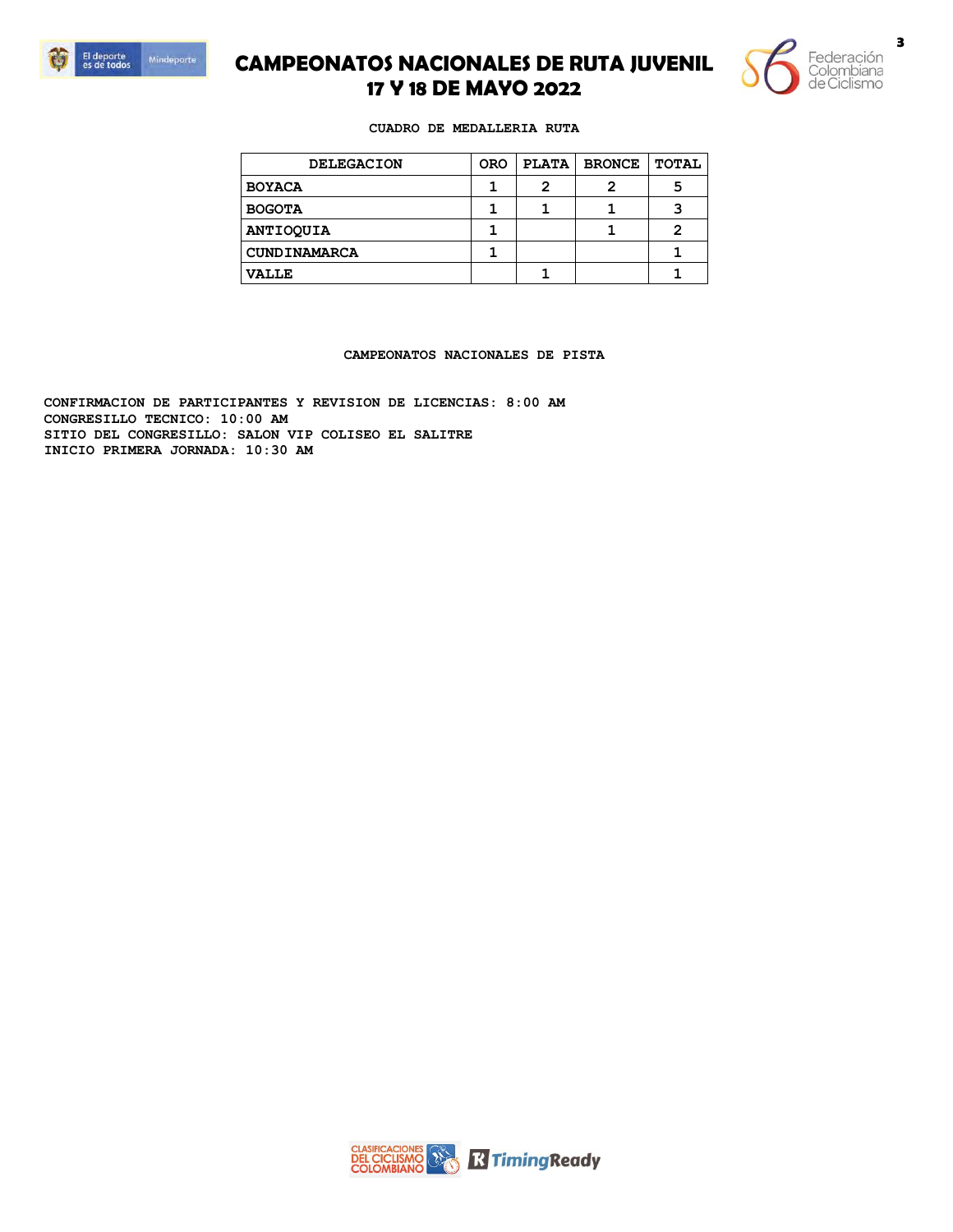# CAMPEONATOS NACIONALES DE RUTA JUVENIL
## 17 Y 18 DE MAYO 2022

### CUADRO DE MEDALLERIA RUTA

| DELEGACION | ORO | PLATA | BRONCE | TOTAL |
|---|---|---|---|---|
| BOYACA | 1 | 2 | 2 | 5 |
| BOGOTA | 1 | 1 | 1 | 3 |
| ANTIOQUIA | 1 | | 1 | 2 |
| CUNDINAMARCA | 1 | | | 1 |
| VALLE | | 1 | | 1 |

### CAMPEONATOS NACIONALES DE PISTA

**CONFIRMACION DE PARTICIPANTES Y REVISION DE LICENCIAS: 8:00 AM**
**CONGRESILLO TECNICO: 10:00 AM**
**SITIO DEL CONGRESILLO: SALON VIP COLISEO EL SALITRE**
**INICIO PRIMERA JORNADA: 10:30 AM**